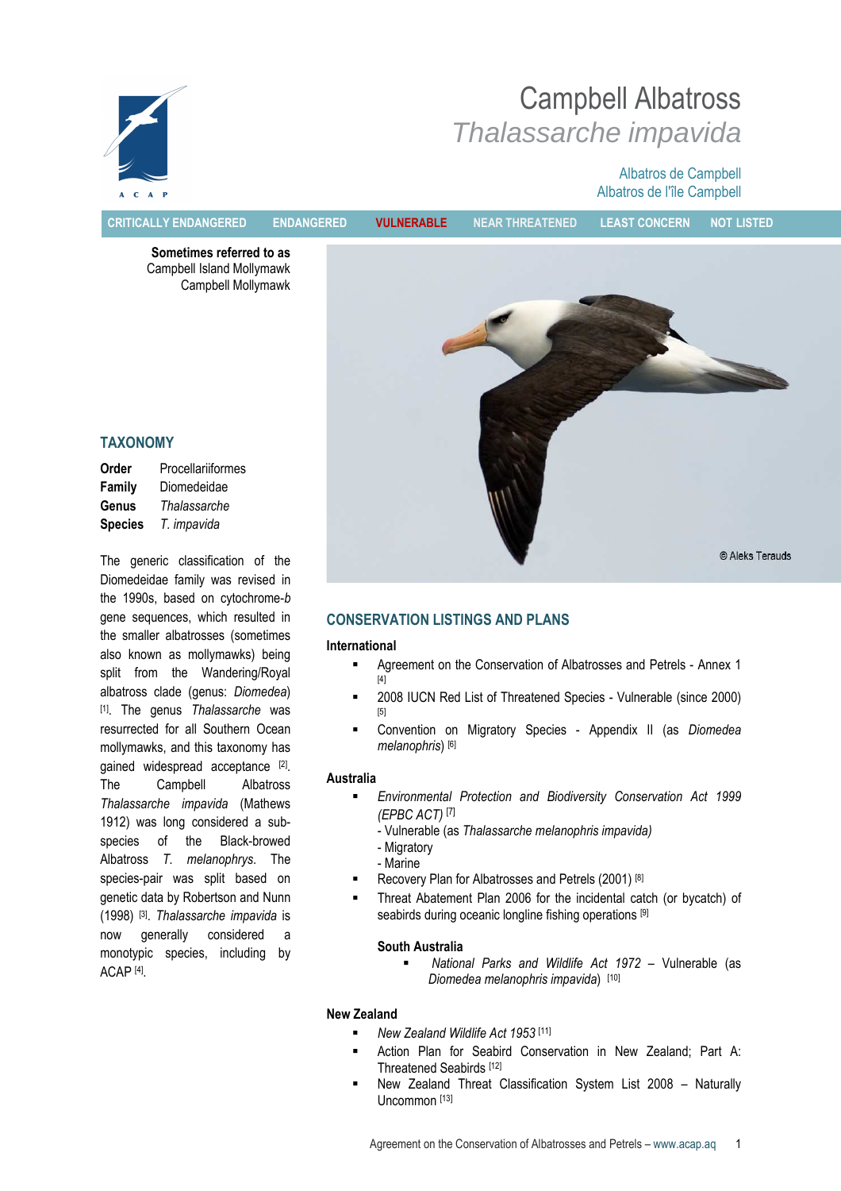# Campbell Albatross
## *Thalassarche impavida*

Albatros de Campbell
Albatros de l'île Campbell

CRITICALLY ENDANGERED | ENDANGERED | **VULNERABLE** | NEAR THREATENED | LEAST CONCERN | NOT LISTED

**Sometimes referred to as**
Campbell Island Mollymawk
Campbell Mollymawk

© Aleks Terauds

## TAXONOMY

**Order** Procellariiformes
**Family** Diomedeidae
**Genus** *Thalassarche*
**Species** *T. impavida*

The generic classification of the Diomedeidae family was revised in the 1990s, based on cytochrome-*b* gene sequences, which resulted in the smaller albatrosses (sometimes also known as mollymawks) being split from the Wandering/Royal albatross clade (genus: *Diomedea*) [1]. The genus *Thalassarche* was resurrected for all Southern Ocean mollymawks, and this taxonomy has gained widespread acceptance [2]. The Campbell Albatross *Thalassarche impavida* (Mathews 1912) was long considered a sub-species of the Black-browed Albatross *T. melanophrys*. The species-pair was split based on genetic data by Robertson and Nunn (1998) [3]. *Thalassarche impavida* is now generally considered a monotypic species, including by ACAP [4].

## CONSERVATION LISTINGS AND PLANS

### International

- Agreement on the Conservation of Albatrosses and Petrels - Annex 1 [4]
- 2008 IUCN Red List of Threatened Species - Vulnerable (since 2000) [5]
- Convention on Migratory Species - Appendix II (as *Diomedea melanophris*) [6]

### Australia

- *Environmental Protection and Biodiversity Conservation Act 1999 (EPBC ACT)* [7]
  - Vulnerable (as *Thalassarche melanophris impavida)*
  - Migratory
  - Marine
- Recovery Plan for Albatrosses and Petrels (2001) [8]
- Threat Abatement Plan 2006 for the incidental catch (or bycatch) of seabirds during oceanic longline fishing operations [9]

#### South Australia

- *National Parks and Wildlife Act 1972* – Vulnerable (as *Diomedea melanophris impavida*) [10]

### New Zealand

- *New Zealand Wildlife Act 1953* [11]
- Action Plan for Seabird Conservation in New Zealand; Part A: Threatened Seabirds [12]
- New Zealand Threat Classification System List 2008 – Naturally Uncommon [13]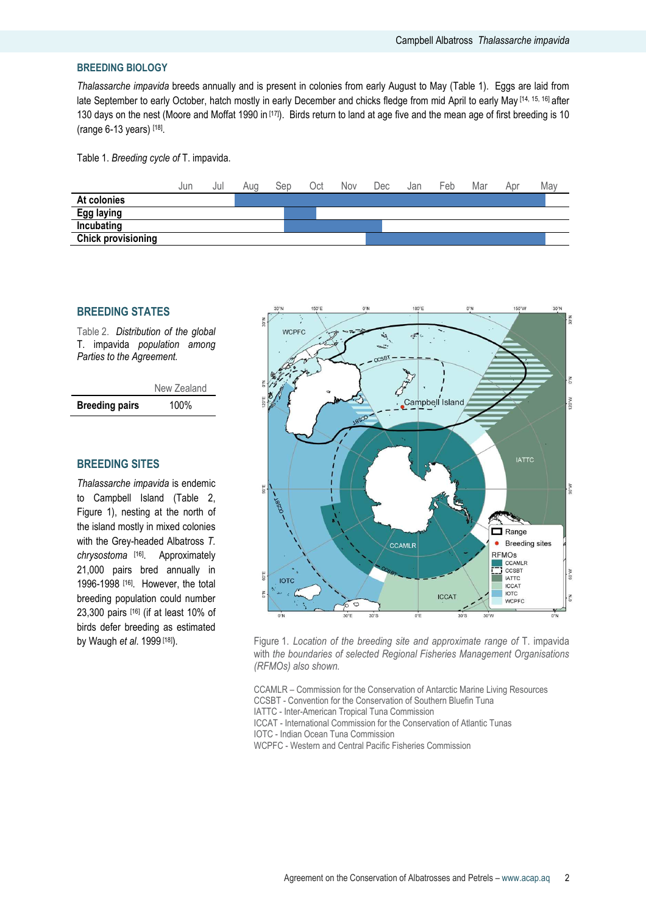## BREEDING BIOLOGY

*Thalassarche impavida* breeds annually and is present in colonies from early August to May (Table 1). Eggs are laid from late September to early October, hatch mostly in early December and chicks fledge from mid April to early May [14, 15, 16] after 130 days on the nest (Moore and Moffat 1990 in [17]). Birds return to land at age five and the mean age of first breeding is 10 (range 6-13 years) [18].

Table 1. *Breeding cycle of* T. impavida.

| | Jun | Jul | Aug | Sep | Oct | Nov | Dec | Jan | Feb | Mar | Apr | May |
|---|---|---|---|---|---|---|---|---|---|---|---|---|
| **At colonies** | | | X | X | X | X | X | X | X | X | X | X |
| **Egg laying** | | | | X | X | | | | | | | |
| **Incubating** | | | | X | X | X | X | | | | | |
| **Chick provisioning** | | | | | | | X | X | X | X | X | X |

## BREEDING STATES

Table 2. *Distribution of the global* T. impavida *population among Parties to the Agreement.*

| | New Zealand |
|---|---|
| **Breeding pairs** | 100% |

## BREEDING SITES

*Thalassarche impavida* is endemic to Campbell Island (Table 2, Figure 1), nesting at the north of the island mostly in mixed colonies with the Grey-headed Albatross *T. chrysostoma* [16]. Approximately 21,000 pairs bred annually in 1996-1998 [16]. However, the total breeding population could number 23,300 pairs [16] (if at least 10% of birds defer breeding as estimated by Waugh *et al.* 1999 [18]).

Figure 1. *Location of the breeding site and approximate range of* T. impavida *with the boundaries of selected Regional Fisheries Management Organisations (RFMOs) also shown.*

CCAMLR – Commission for the Conservation of Antarctic Marine Living Resources
CCSBT - Convention for the Conservation of Southern Bluefin Tuna
IATTC - Inter-American Tropical Tuna Commission
ICCAT - International Commission for the Conservation of Atlantic Tunas
IOTC - Indian Ocean Tuna Commission
WCPFC - Western and Central Pacific Fisheries Commission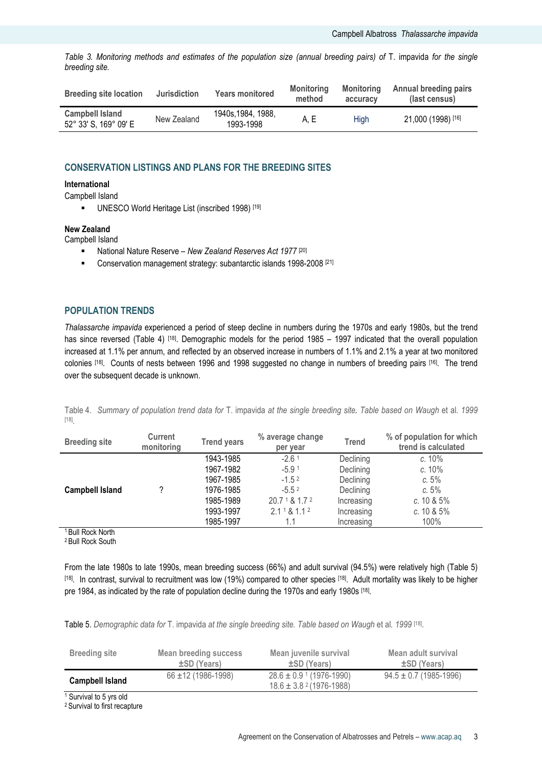*Table 3. Monitoring methods and estimates of the population size (annual breeding pairs) of* T. impavida *for the single breeding site.*

| Breeding site location | Jurisdiction | Years monitored | Monitoring method | Monitoring accuracy | Annual breeding pairs (last census) |
|---|---|---|---|---|---|
| **Campbell Island** 52° 33' S, 169° 09' E | New Zealand | 1940s,1984, 1988, 1993-1998 | A, E | High | 21,000 (1998) [16] |

## CONSERVATION LISTINGS AND PLANS FOR THE BREEDING SITES

**International**

Campbell Island

- UNESCO World Heritage List (inscribed 1998) [19]

**New Zealand**

Campbell Island

- National Nature Reserve – *New Zealand Reserves Act 1977* [20]
- Conservation management strategy: subantarctic islands 1998-2008 [21]

## POPULATION TRENDS

*Thalassarche impavida* experienced a period of steep decline in numbers during the 1970s and early 1980s, but the trend has since reversed (Table 4) [18]. Demographic models for the period 1985 – 1997 indicated that the overall population increased at 1.1% per annum, and reflected by an observed increase in numbers of 1.1% and 2.1% a year at two monitored colonies [18]. Counts of nests between 1996 and 1998 suggested no change in numbers of breeding pairs [16]. The trend over the subsequent decade is unknown.

Table 4. *Summary of population trend data for* T. impavida *at the single breeding site. Table based on Waugh* et al. *1999* [18].

| Breeding site | Current monitoring | Trend years | % average change per year | Trend | % of population for which trend is calculated |
|---|---|---|---|---|---|
| **Campbell Island** | ? | 1943-1985 | -2.6 [1] | Declining | *c.* 10% |
| | | 1967-1982 | -5.9 [1] | Declining | *c.* 10% |
| | | 1967-1985 | -1.5 [2] | Declining | *c.* 5% |
| | | 1976-1985 | -5.5 [2] | Declining | *c.* 5% |
| | | 1985-1989 | 20.7 [1] & 1.7 [2] | Increasing | *c.* 10 & 5% |
| | | 1993-1997 | 2.1 [1] & 1.1 [2] | Increasing | *c.* 10 & 5% |
| | | 1985-1997 | 1.1 | Increasing | 100% |

[1] Bull Rock North
[2] Bull Rock South

From the late 1980s to late 1990s, mean breeding success (66%) and adult survival (94.5%) were relatively high (Table 5) [18]. In contrast, survival to recruitment was low (19%) compared to other species [18]. Adult mortality was likely to be higher pre 1984, as indicated by the rate of population decline during the 1970s and early 1980s [18].

Table 5. *Demographic data for* T. impavida *at the single breeding site. Table based on Waugh* et al. *1999* [18].

| Breeding site | Mean breeding success ±SD (Years) | Mean juvenile survival ±SD (Years) | Mean adult survival ±SD (Years) |
|---|---|---|---|
| **Campbell Island** | 66 ±12 (1986-1998) | 28.6 ± 0.9 [1] (1976-1990)<br>18.6 ± 3.8 [2] (1976-1988) | 94.5 ± 0.7 (1985-1996) |

[1] Survival to 5 yrs old
[2] Survival to first recapture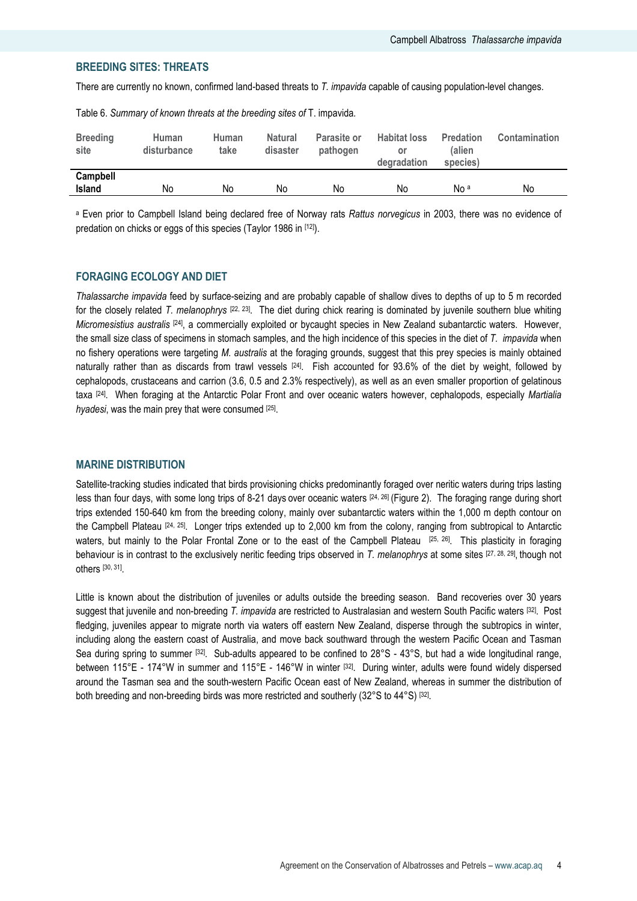## BREEDING SITES: THREATS

There are currently no known, confirmed land-based threats to *T. impavida* capable of causing population-level changes.

Table 6. *Summary of known threats at the breeding sites of* T. impavida.

| Breeding site | Human disturbance | Human take | Natural disaster | Parasite or pathogen | Habitat loss or degradation | Predation (alien species) | Contamination |
|---|---|---|---|---|---|---|---|
| **Campbell Island** | No | No | No | No | No | No [a] | No |

[a] Even prior to Campbell Island being declared free of Norway rats *Rattus norvegicus* in 2003, there was no evidence of predation on chicks or eggs of this species (Taylor 1986 in [12]).

## FORAGING ECOLOGY AND DIET

*Thalassarche impavida* feed by surface-seizing and are probably capable of shallow dives to depths of up to 5 m recorded for the closely related *T. melanophrys* [22, 23]. The diet during chick rearing is dominated by juvenile southern blue whiting *Micromesistius australis* [24], a commercially exploited or bycaught species in New Zealand subantarctic waters. However, the small size class of specimens in stomach samples, and the high incidence of this species in the diet of *T. impavida* when no fishery operations were targeting *M. australis* at the foraging grounds, suggest that this prey species is mainly obtained naturally rather than as discards from trawl vessels [24]. Fish accounted for 93.6% of the diet by weight, followed by cephalopods, crustaceans and carrion (3.6, 0.5 and 2.3% respectively), as well as an even smaller proportion of gelatinous taxa [24]. When foraging at the Antarctic Polar Front and over oceanic waters however, cephalopods, especially *Martialia hyadesi*, was the main prey that were consumed [25].

## MARINE DISTRIBUTION

Satellite-tracking studies indicated that birds provisioning chicks predominantly foraged over neritic waters during trips lasting less than four days, with some long trips of 8-21 days over oceanic waters [24, 26] (Figure 2). The foraging range during short trips extended 150-640 km from the breeding colony, mainly over subantarctic waters within the 1,000 m depth contour on the Campbell Plateau [24, 25]. Longer trips extended up to 2,000 km from the colony, ranging from subtropical to Antarctic waters, but mainly to the Polar Frontal Zone or to the east of the Campbell Plateau [25, 26]. This plasticity in foraging behaviour is in contrast to the exclusively neritic feeding trips observed in *T. melanophrys* at some sites [27, 28, 29], though not others [30, 31].

Little is known about the distribution of juveniles or adults outside the breeding season. Band recoveries over 30 years suggest that juvenile and non-breeding *T. impavida* are restricted to Australasian and western South Pacific waters [32]. Post fledging, juveniles appear to migrate north via waters off eastern New Zealand, disperse through the subtropics in winter, including along the eastern coast of Australia, and move back southward through the western Pacific Ocean and Tasman Sea during spring to summer [32]. Sub-adults appeared to be confined to 28°S - 43°S, but had a wide longitudinal range, between 115°E - 174°W in summer and 115°E - 146°W in winter [32]. During winter, adults were found widely dispersed around the Tasman sea and the south-western Pacific Ocean east of New Zealand, whereas in summer the distribution of both breeding and non-breeding birds was more restricted and southerly (32°S to 44°S) [32].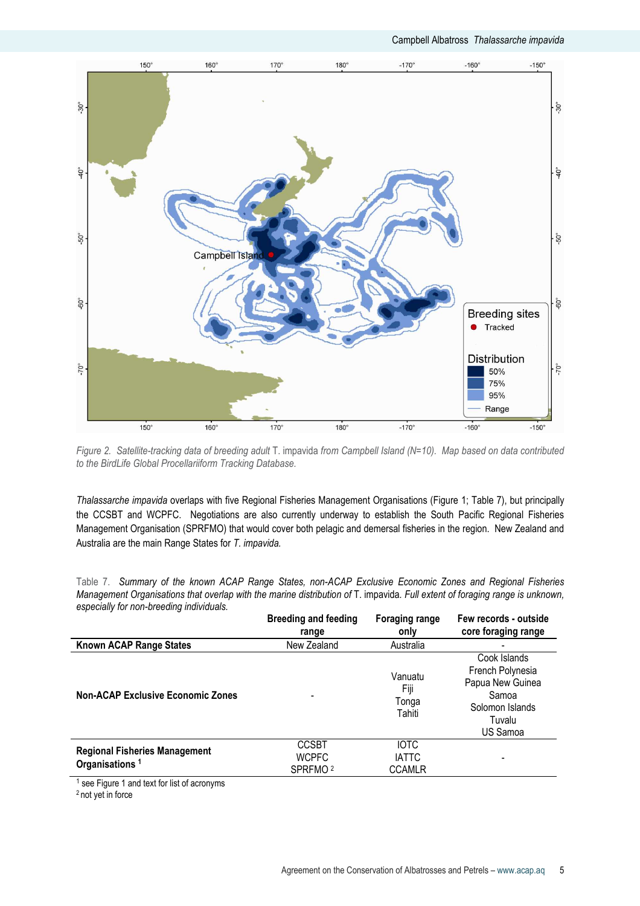*Figure 2. Satellite-tracking data of breeding adult* T. impavida *from Campbell Island (N=10). Map based on data contributed to the BirdLife Global Procellariiform Tracking Database.*

*Thalassarche impavida* overlaps with five Regional Fisheries Management Organisations (Figure 1; Table 7), but principally the CCSBT and WCPFC. Negotiations are also currently underway to establish the South Pacific Regional Fisheries Management Organisation (SPRFMO) that would cover both pelagic and demersal fisheries in the region. New Zealand and Australia are the main Range States for *T. impavida.*

Table 7. *Summary of the known ACAP Range States, non-ACAP Exclusive Economic Zones and Regional Fisheries Management Organisations that overlap with the marine distribution of* T. impavida. *Full extent of foraging range is unknown, especially for non-breeding individuals.*

| | Breeding and feeding range | Foraging range only | Few records - outside core foraging range |
|---|---|---|---|
| **Known ACAP Range States** | New Zealand | Australia | - |
| **Non-ACAP Exclusive Economic Zones** | - | Vanuatu<br>Fiji<br>Tonga<br>Tahiti | Cook Islands<br>French Polynesia<br>Papua New Guinea<br>Samoa<br>Solomon Islands<br>Tuvalu<br>US Samoa |
| **Regional Fisheries Management Organisations** [1] | CCSBT<br>WCPFC<br>SPRFMO [2] | IOTC<br>IATTC<br>CCAMLR | - |

[1] see Figure 1 and text for list of acronyms
[2] not yet in force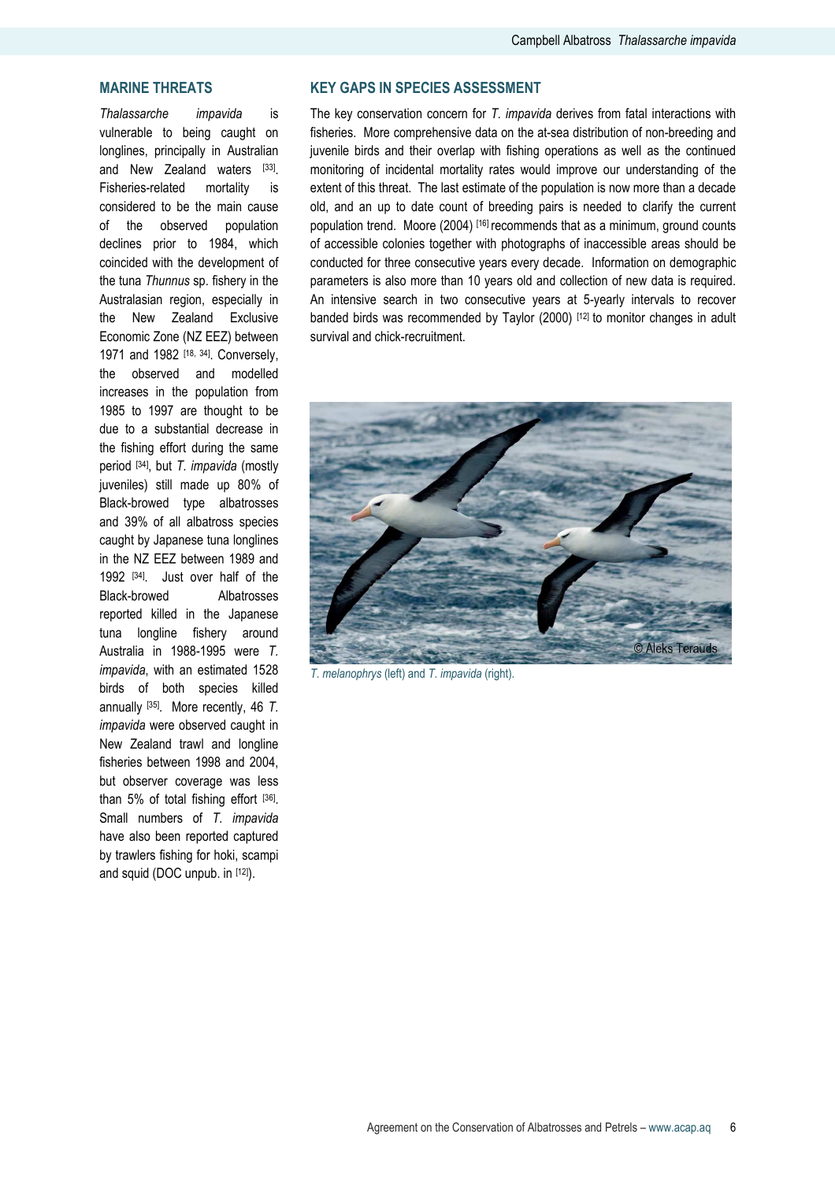## MARINE THREATS

*Thalassarche impavida* is vulnerable to being caught on longlines, principally in Australian and New Zealand waters [33]. Fisheries-related mortality is considered to be the main cause of the observed population declines prior to 1984, which coincided with the development of the tuna *Thunnus* sp. fishery in the Australasian region, especially in the New Zealand Exclusive Economic Zone (NZ EEZ) between 1971 and 1982 [18, 34]. Conversely, the observed and modelled increases in the population from 1985 to 1997 are thought to be due to a substantial decrease in the fishing effort during the same period [34], but *T. impavida* (mostly juveniles) still made up 80% of Black-browed type albatrosses and 39% of all albatross species caught by Japanese tuna longlines in the NZ EEZ between 1989 and 1992 [34]. Just over half of the Black-browed Albatrosses reported killed in the Japanese tuna longline fishery around Australia in 1988-1995 were *T. impavida*, with an estimated 1528 birds of both species killed annually [35]. More recently, 46 *T. impavida* were observed caught in New Zealand trawl and longline fisheries between 1998 and 2004, but observer coverage was less than 5% of total fishing effort [36]. Small numbers of *T. impavida* have also been reported captured by trawlers fishing for hoki, scampi and squid (DOC unpub. in [12]).

## KEY GAPS IN SPECIES ASSESSMENT

The key conservation concern for *T. impavida* derives from fatal interactions with fisheries. More comprehensive data on the at-sea distribution of non-breeding and juvenile birds and their overlap with fishing operations as well as the continued monitoring of incidental mortality rates would improve our understanding of the extent of this threat. The last estimate of the population is now more than a decade old, and an up to date count of breeding pairs is needed to clarify the current population trend. Moore (2004) [16] recommends that as a minimum, ground counts of accessible colonies together with photographs of inaccessible areas should be conducted for three consecutive years every decade. Information on demographic parameters is also more than 10 years old and collection of new data is required. An intensive search in two consecutive years at 5-yearly intervals to recover banded birds was recommended by Taylor (2000) [12] to monitor changes in adult survival and chick-recruitment.

© Aleks Terauds

*T. melanophrys* (left) and *T. impavida* (right).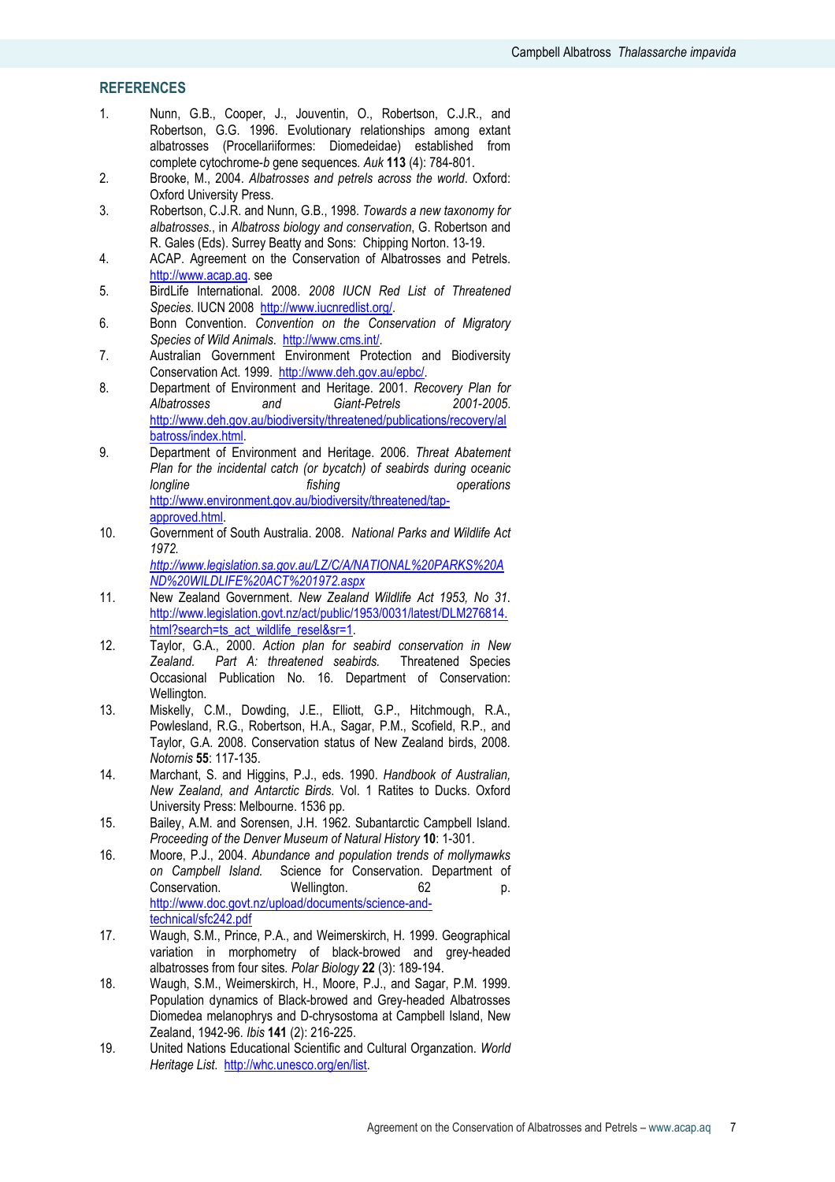## REFERENCES

1. Nunn, G.B., Cooper, J., Jouventin, O., Robertson, C.J.R., and Robertson, G.G. 1996. Evolutionary relationships among extant albatrosses (Procellariiformes: Diomedeidae) established from complete cytochrome-*b* gene sequences. *Auk* **113** (4): 784-801.
2. Brooke, M., 2004. *Albatrosses and petrels across the world*. Oxford: Oxford University Press.
3. Robertson, C.J.R. and Nunn, G.B., 1998. *Towards a new taxonomy for albatrosses.*, in *Albatross biology and conservation*, G. Robertson and R. Gales (Eds). Surrey Beatty and Sons: Chipping Norton. 13-19.
4. ACAP. Agreement on the Conservation of Albatrosses and Petrels. http://www.acap.aq. see
5. BirdLife International. 2008. *2008 IUCN Red List of Threatened Species*. IUCN 2008 http://www.iucnredlist.org/.
6. Bonn Convention. *Convention on the Conservation of Migratory Species of Wild Animals*. http://www.cms.int/.
7. Australian Government Environment Protection and Biodiversity Conservation Act. 1999. http://www.deh.gov.au/epbc/.
8. Department of Environment and Heritage. 2001. *Recovery Plan for Albatrosses and Giant-Petrels 2001-2005.* http://www.deh.gov.au/biodiversity/threatened/publications/recovery/albatross/index.html.
9. Department of Environment and Heritage. 2006. *Threat Abatement Plan for the incidental catch (or bycatch) of seabirds during oceanic longline fishing operations* http://www.environment.gov.au/biodiversity/threatened/tap-approved.html.
10. Government of South Australia. 2008. *National Parks and Wildlife Act 1972.* *http://www.legislation.sa.gov.au/LZ/C/A/NATIONAL%20PARKS%20AND%20WILDLIFE%20ACT%201972.aspx*
11. New Zealand Government. *New Zealand Wildlife Act 1953, No 31.* http://www.legislation.govt.nz/act/public/1953/0031/latest/DLM276814.html?search=ts_act_wildlife_resel&sr=1.
12. Taylor, G.A., 2000. *Action plan for seabird conservation in New Zealand. Part A: threatened seabirds.* Threatened Species Occasional Publication No. 16. Department of Conservation: Wellington.
13. Miskelly, C.M., Dowding, J.E., Elliott, G.P., Hitchmough, R.A., Powlesland, R.G., Robertson, H.A., Sagar, P.M., Scofield, R.P., and Taylor, G.A. 2008. Conservation status of New Zealand birds, 2008. *Notornis* **55**: 117-135.
14. Marchant, S. and Higgins, P.J., eds. 1990. *Handbook of Australian, New Zealand, and Antarctic Birds*. Vol. 1 Ratites to Ducks. Oxford University Press: Melbourne. 1536 pp.
15. Bailey, A.M. and Sorensen, J.H. 1962. Subantarctic Campbell Island. *Proceeding of the Denver Museum of Natural History* **10**: 1-301.
16. Moore, P.J., 2004. *Abundance and population trends of mollymawks on Campbell Island.* Science for Conservation. Department of Conservation. Wellington. 62 p. http://www.doc.govt.nz/upload/documents/science-and-technical/sfc242.pdf
17. Waugh, S.M., Prince, P.A., and Weimerskirch, H. 1999. Geographical variation in morphometry of black-browed and grey-headed albatrosses from four sites. *Polar Biology* **22** (3): 189-194.
18. Waugh, S.M., Weimerskirch, H., Moore, P.J., and Sagar, P.M. 1999. Population dynamics of Black-browed and Grey-headed Albatrosses Diomedea melanophrys and D-chrysostoma at Campbell Island, New Zealand, 1942-96. *Ibis* **141** (2): 216-225.
19. United Nations Educational Scientific and Cultural Organzation. *World Heritage List*. http://whc.unesco.org/en/list.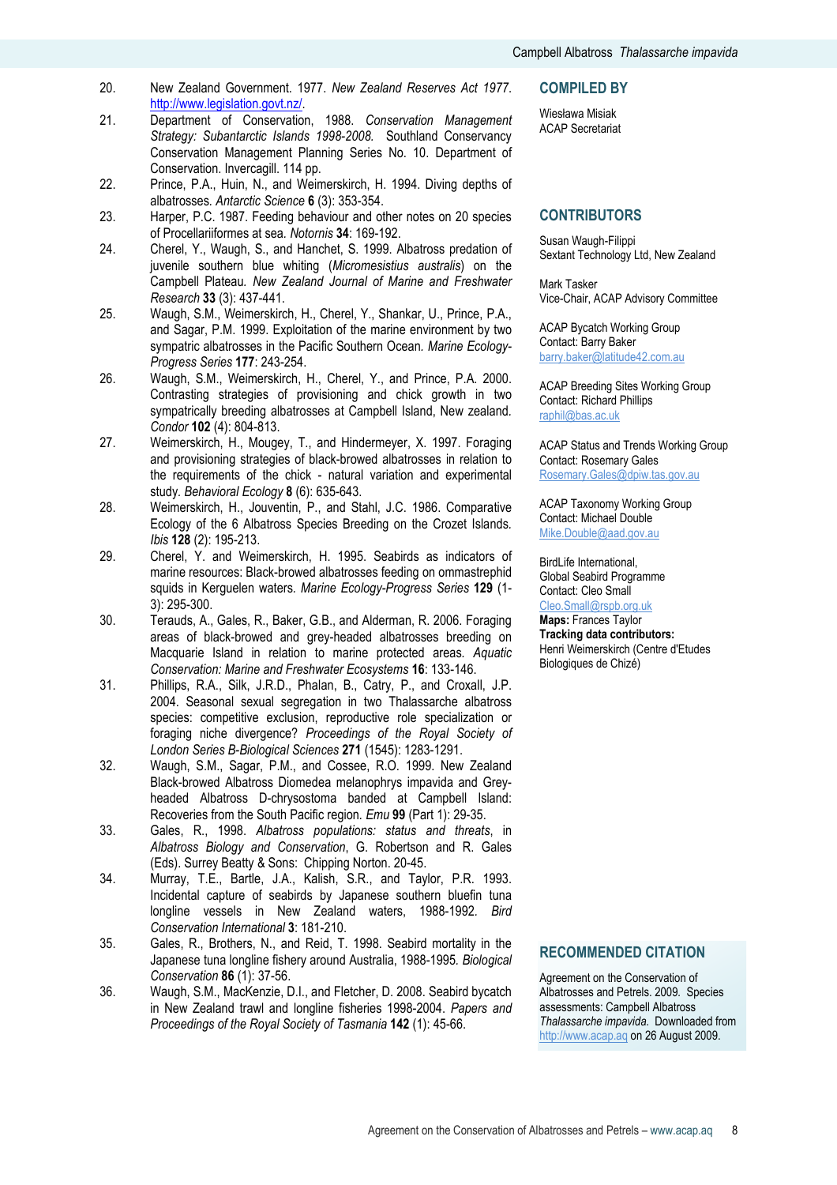20. New Zealand Government. 1977. *New Zealand Reserves Act 1977*. http://www.legislation.govt.nz/.
21. Department of Conservation, 1988. *Conservation Management Strategy: Subantarctic Islands 1998-2008.* Southland Conservancy Conservation Management Planning Series No. 10. Department of Conservation. Invercagill. 114 pp.
22. Prince, P.A., Huin, N., and Weimerskirch, H. 1994. Diving depths of albatrosses. *Antarctic Science* **6** (3): 353-354.
23. Harper, P.C. 1987. Feeding behaviour and other notes on 20 species of Procellariiformes at sea. *Notornis* **34**: 169-192.
24. Cherel, Y., Waugh, S., and Hanchet, S. 1999. Albatross predation of juvenile southern blue whiting (*Micromesistius australis*) on the Campbell Plateau. *New Zealand Journal of Marine and Freshwater Research* **33** (3): 437-441.
25. Waugh, S.M., Weimerskirch, H., Cherel, Y., Shankar, U., Prince, P.A., and Sagar, P.M. 1999. Exploitation of the marine environment by two sympatric albatrosses in the Pacific Southern Ocean. *Marine Ecology-Progress Series* **177**: 243-254.
26. Waugh, S.M., Weimerskirch, H., Cherel, Y., and Prince, P.A. 2000. Contrasting strategies of provisioning and chick growth in two sympatrically breeding albatrosses at Campbell Island, New zealand. *Condor* **102** (4): 804-813.
27. Weimerskirch, H., Mougey, T., and Hindermeyer, X. 1997. Foraging and provisioning strategies of black-browed albatrosses in relation to the requirements of the chick - natural variation and experimental study. *Behavioral Ecology* **8** (6): 635-643.
28. Weimerskirch, H., Jouventin, P., and Stahl, J.C. 1986. Comparative Ecology of the 6 Albatross Species Breeding on the Crozet Islands. *Ibis* **128** (2): 195-213.
29. Cherel, Y. and Weimerskirch, H. 1995. Seabirds as indicators of marine resources: Black-browed albatrosses feeding on ommastrephid squids in Kerguelen waters. *Marine Ecology-Progress Series* **129** (1-3): 295-300.
30. Terauds, A., Gales, R., Baker, G.B., and Alderman, R. 2006. Foraging areas of black-browed and grey-headed albatrosses breeding on Macquarie Island in relation to marine protected areas. *Aquatic Conservation: Marine and Freshwater Ecosystems* **16**: 133-146.
31. Phillips, R.A., Silk, J.R.D., Phalan, B., Catry, P., and Croxall, J.P. 2004. Seasonal sexual segregation in two Thalassarche albatross species: competitive exclusion, reproductive role specialization or foraging niche divergence? *Proceedings of the Royal Society of London Series B-Biological Sciences* **271** (1545): 1283-1291.
32. Waugh, S.M., Sagar, P.M., and Cossee, R.O. 1999. New Zealand Black-browed Albatross Diomedea melanophrys impavida and Grey-headed Albatross D-chrysostoma banded at Campbell Island: Recoveries from the South Pacific region. *Emu* **99** (Part 1): 29-35.
33. Gales, R., 1998. *Albatross populations: status and threats*, in *Albatross Biology and Conservation*, G. Robertson and R. Gales (Eds). Surrey Beatty & Sons: Chipping Norton. 20-45.
34. Murray, T.E., Bartle, J.A., Kalish, S.R., and Taylor, P.R. 1993. Incidental capture of seabirds by Japanese southern bluefin tuna longline vessels in New Zealand waters, 1988-1992. *Bird Conservation International* **3**: 181-210.
35. Gales, R., Brothers, N., and Reid, T. 1998. Seabird mortality in the Japanese tuna longline fishery around Australia, 1988-1995. *Biological Conservation* **86** (1): 37-56.
36. Waugh, S.M., MacKenzie, D.I., and Fletcher, D. 2008. Seabird bycatch in New Zealand trawl and longline fisheries 1998-2004. *Papers and Proceedings of the Royal Society of Tasmania* **142** (1): 45-66.

## COMPILED BY

Wiesława Misiak
ACAP Secretariat

## CONTRIBUTORS

Susan Waugh-Filippi
Sextant Technology Ltd, New Zealand

Mark Tasker
Vice-Chair, ACAP Advisory Committee

ACAP Bycatch Working Group
Contact: Barry Baker
barry.baker@latitude42.com.au

ACAP Breeding Sites Working Group
Contact: Richard Phillips
raphil@bas.ac.uk

ACAP Status and Trends Working Group
Contact: Rosemary Gales
Rosemary.Gales@dpiw.tas.gov.au

ACAP Taxonomy Working Group
Contact: Michael Double
Mike.Double@aad.gov.au

BirdLife International,
Global Seabird Programme
Contact: Cleo Small
Cleo.Small@rspb.org.uk
**Maps:** Frances Taylor
**Tracking data contributors:**
Henri Weimerskirch (Centre d'Etudes Biologiques de Chizé)

## RECOMMENDED CITATION

Agreement on the Conservation of Albatrosses and Petrels. 2009. Species assessments: Campbell Albatross *Thalassarche impavida.* Downloaded from http://www.acap.aq on 26 August 2009.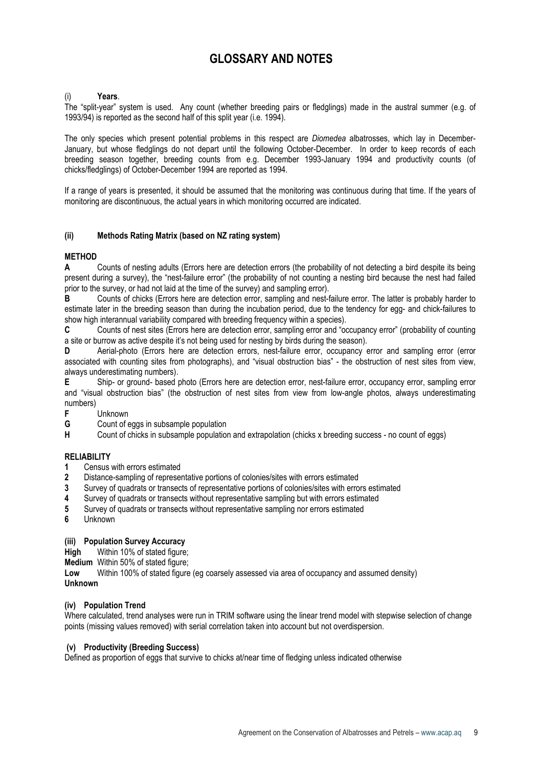# GLOSSARY AND NOTES

(i) **Years**.

The "split-year" system is used. Any count (whether breeding pairs or fledglings) made in the austral summer (e.g. of 1993/94) is reported as the second half of this split year (i.e. 1994).

The only species which present potential problems in this respect are *Diomedea* albatrosses, which lay in December-January, but whose fledglings do not depart until the following October-December. In order to keep records of each breeding season together, breeding counts from e.g. December 1993-January 1994 and productivity counts (of chicks/fledglings) of October-December 1994 are reported as 1994.

If a range of years is presented, it should be assumed that the monitoring was continuous during that time. If the years of monitoring are discontinuous, the actual years in which monitoring occurred are indicated.

### (ii) Methods Rating Matrix (based on NZ rating system)

**METHOD**

**A** Counts of nesting adults (Errors here are detection errors (the probability of not detecting a bird despite its being present during a survey), the "nest-failure error" (the probability of not counting a nesting bird because the nest had failed prior to the survey, or had not laid at the time of the survey) and sampling error).

**B** Counts of chicks (Errors here are detection error, sampling and nest-failure error. The latter is probably harder to estimate later in the breeding season than during the incubation period, due to the tendency for egg- and chick-failures to show high interannual variability compared with breeding frequency within a species).

**C** Counts of nest sites (Errors here are detection error, sampling error and "occupancy error" (probability of counting a site or burrow as active despite it's not being used for nesting by birds during the season).

**D** Aerial-photo (Errors here are detection errors, nest-failure error, occupancy error and sampling error (error associated with counting sites from photographs), and "visual obstruction bias" - the obstruction of nest sites from view, always underestimating numbers).

**E** Ship- or ground- based photo (Errors here are detection error, nest-failure error, occupancy error, sampling error and "visual obstruction bias" (the obstruction of nest sites from view from low-angle photos, always underestimating numbers)

**F** Unknown

**G** Count of eggs in subsample population

**H** Count of chicks in subsample population and extrapolation (chicks x breeding success - no count of eggs)

**RELIABILITY**

**1** Census with errors estimated

**2** Distance-sampling of representative portions of colonies/sites with errors estimated

**3** Survey of quadrats or transects of representative portions of colonies/sites with errors estimated

**4** Survey of quadrats or transects without representative sampling but with errors estimated

**5** Survey of quadrats or transects without representative sampling nor errors estimated

**6** Unknown

### (iii) Population Survey Accuracy

**High** Within 10% of stated figure;

**Medium** Within 50% of stated figure;

**Low** Within 100% of stated figure (eg coarsely assessed via area of occupancy and assumed density)

**Unknown**

### (iv) Population Trend

Where calculated, trend analyses were run in TRIM software using the linear trend model with stepwise selection of change points (missing values removed) with serial correlation taken into account but not overdispersion.

### (v) Productivity (Breeding Success)

Defined as proportion of eggs that survive to chicks at/near time of fledging unless indicated otherwise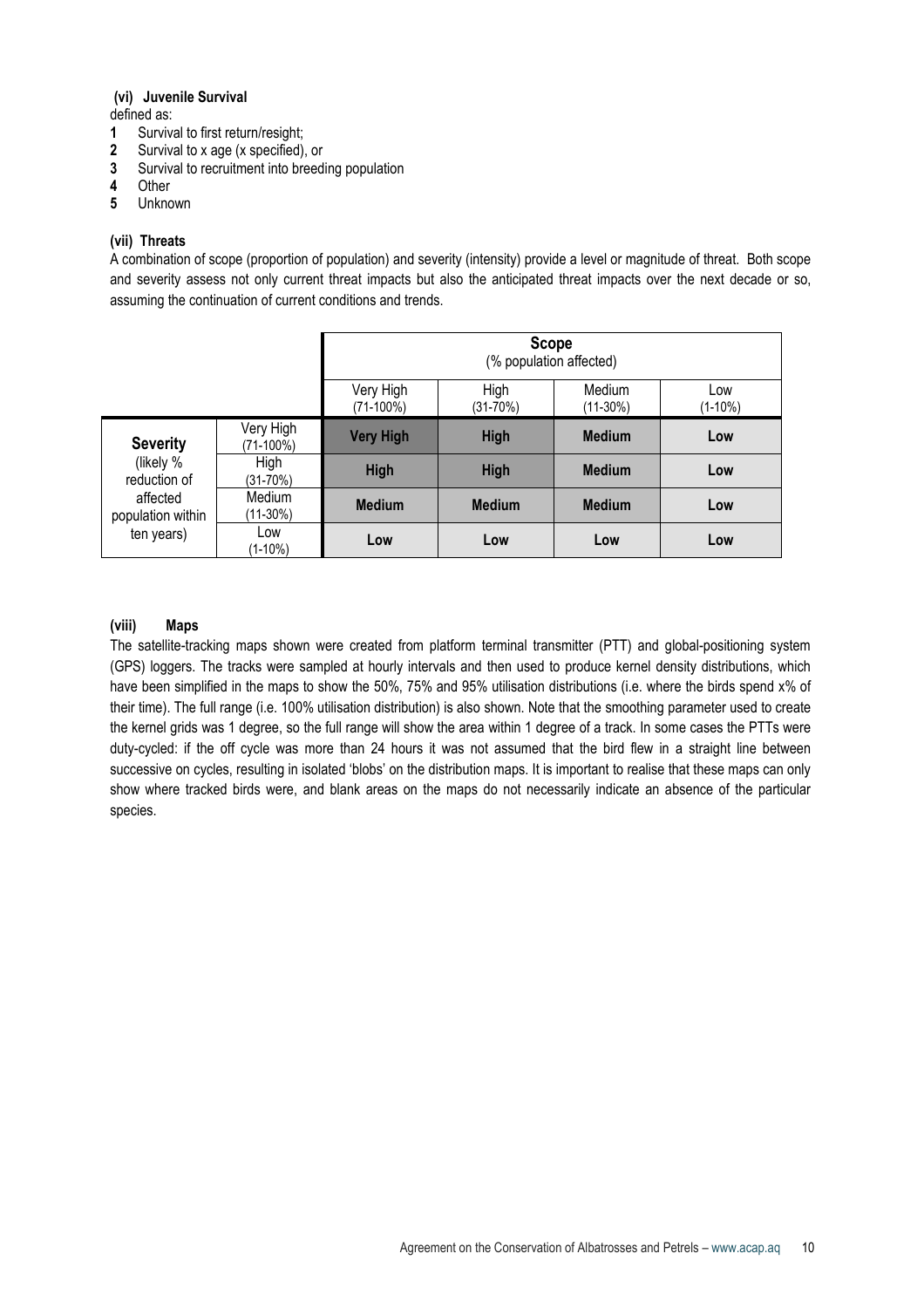**(vi) Juvenile Survival**

defined as:

**1** Survival to first return/resight;
**2** Survival to x age (x specified), or
**3** Survival to recruitment into breeding population
**4** Other
**5** Unknown

**(vii) Threats**

A combination of scope (proportion of population) and severity (intensity) provide a level or magnitude of threat. Both scope and severity assess not only current threat impacts but also the anticipated threat impacts over the next decade or so, assuming the continuation of current conditions and trends.

| | | **Scope** (% population affected) | | | |
|---|---|---|---|---|---|
| | | Very High (71-100%) | High (31-70%) | Medium (11-30%) | Low (1-10%) |
| **Severity** (likely % reduction of affected population within ten years) | Very High (71-100%) | **Very High** | **High** | **Medium** | **Low** |
| | High (31-70%) | **High** | **High** | **Medium** | **Low** |
| | Medium (11-30%) | **Medium** | **Medium** | **Medium** | **Low** |
| | Low (1-10%) | **Low** | **Low** | **Low** | **Low** |

**(viii) Maps**

The satellite-tracking maps shown were created from platform terminal transmitter (PTT) and global-positioning system (GPS) loggers. The tracks were sampled at hourly intervals and then used to produce kernel density distributions, which have been simplified in the maps to show the 50%, 75% and 95% utilisation distributions (i.e. where the birds spend x% of their time). The full range (i.e. 100% utilisation distribution) is also shown. Note that the smoothing parameter used to create the kernel grids was 1 degree, so the full range will show the area within 1 degree of a track. In some cases the PTTs were duty-cycled: if the off cycle was more than 24 hours it was not assumed that the bird flew in a straight line between successive on cycles, resulting in isolated 'blobs' on the distribution maps. It is important to realise that these maps can only show where tracked birds were, and blank areas on the maps do not necessarily indicate an absence of the particular species.